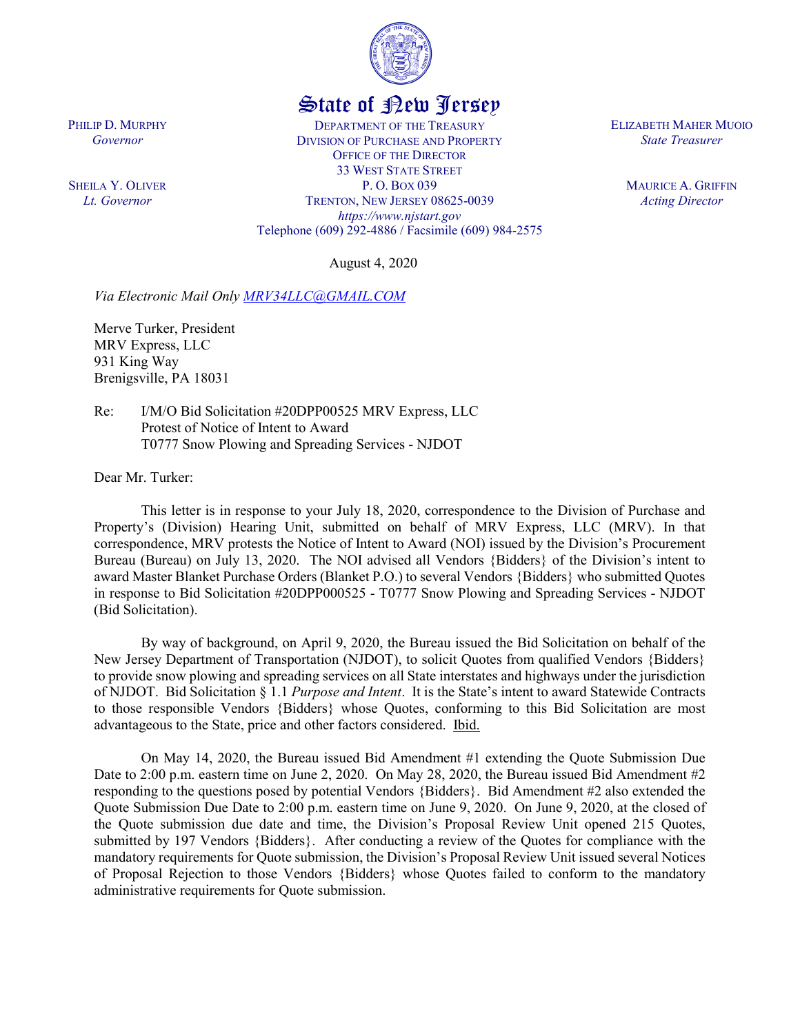State of New Jersey

PHILIP D. MURPHY
*Governor*

SHEILA Y. OLIVER
*Lt. Governor*

DEPARTMENT OF THE TREASURY
DIVISION OF PURCHASE AND PROPERTY
OFFICE OF THE DIRECTOR
33 WEST STATE STREET
P. O. BOX 039
TRENTON, NEW JERSEY 08625-0039
*https://www.njstart.gov*
Telephone (609) 292-4886 / Facsimile (609) 984-2575

ELIZABETH MAHER MUOIO
*State Treasurer*

MAURICE A. GRIFFIN
*Acting Director*

August 4, 2020

*Via Electronic Mail Only MRV34LLC@GMAIL.COM*

Merve Turker, President
MRV Express, LLC
931 King Way
Brenigsville, PA 18031

Re: I/M/O Bid Solicitation #20DPP00525 MRV Express, LLC
Protest of Notice of Intent to Award
T0777 Snow Plowing and Spreading Services - NJDOT

Dear Mr. Turker:

This letter is in response to your July 18, 2020, correspondence to the Division of Purchase and Property's (Division) Hearing Unit, submitted on behalf of MRV Express, LLC (MRV). In that correspondence, MRV protests the Notice of Intent to Award (NOI) issued by the Division's Procurement Bureau (Bureau) on July 13, 2020. The NOI advised all Vendors {Bidders} of the Division's intent to award Master Blanket Purchase Orders (Blanket P.O.) to several Vendors {Bidders} who submitted Quotes in response to Bid Solicitation #20DPP000525 - T0777 Snow Plowing and Spreading Services - NJDOT (Bid Solicitation).

By way of background, on April 9, 2020, the Bureau issued the Bid Solicitation on behalf of the New Jersey Department of Transportation (NJDOT), to solicit Quotes from qualified Vendors {Bidders} to provide snow plowing and spreading services on all State interstates and highways under the jurisdiction of NJDOT. Bid Solicitation § 1.1 *Purpose and Intent*. It is the State's intent to award Statewide Contracts to those responsible Vendors {Bidders} whose Quotes, conforming to this Bid Solicitation are most advantageous to the State, price and other factors considered. Ibid.

On May 14, 2020, the Bureau issued Bid Amendment #1 extending the Quote Submission Due Date to 2:00 p.m. eastern time on June 2, 2020. On May 28, 2020, the Bureau issued Bid Amendment #2 responding to the questions posed by potential Vendors {Bidders}. Bid Amendment #2 also extended the Quote Submission Due Date to 2:00 p.m. eastern time on June 9, 2020. On June 9, 2020, at the closed of the Quote submission due date and time, the Division's Proposal Review Unit opened 215 Quotes, submitted by 197 Vendors {Bidders}. After conducting a review of the Quotes for compliance with the mandatory requirements for Quote submission, the Division's Proposal Review Unit issued several Notices of Proposal Rejection to those Vendors {Bidders} whose Quotes failed to conform to the mandatory administrative requirements for Quote submission.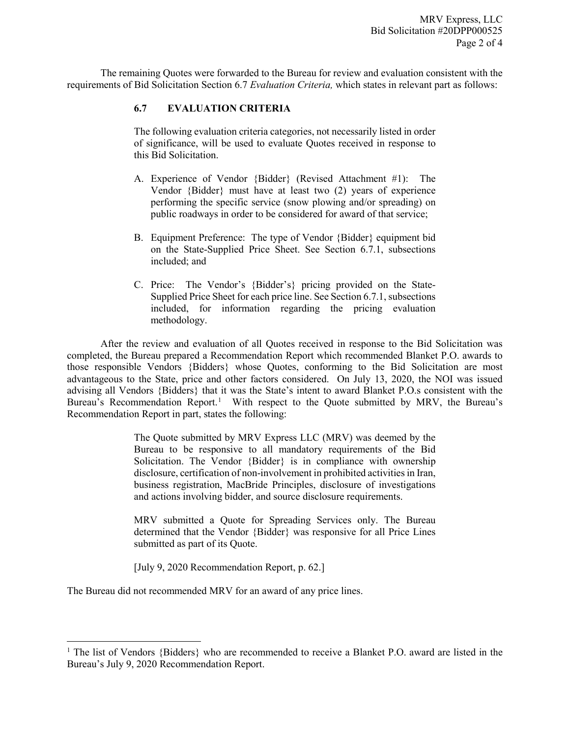The remaining Quotes were forwarded to the Bureau for review and evaluation consistent with the requirements of Bid Solicitation Section 6.7 *Evaluation Criteria,* which states in relevant part as follows:

> **6.7 EVALUATION CRITERIA**
>
> The following evaluation criteria categories, not necessarily listed in order of significance, will be used to evaluate Quotes received in response to this Bid Solicitation.
>
> A. Experience of Vendor {Bidder} (Revised Attachment #1): The Vendor {Bidder} must have at least two (2) years of experience performing the specific service (snow plowing and/or spreading) on public roadways in order to be considered for award of that service;
>
> B. Equipment Preference: The type of Vendor {Bidder} equipment bid on the State-Supplied Price Sheet. See Section 6.7.1, subsections included; and
>
> C. Price: The Vendor's {Bidder's} pricing provided on the State-Supplied Price Sheet for each price line. See Section 6.7.1, subsections included, for information regarding the pricing evaluation methodology.

After the review and evaluation of all Quotes received in response to the Bid Solicitation was completed, the Bureau prepared a Recommendation Report which recommended Blanket P.O. awards to those responsible Vendors {Bidders} whose Quotes, conforming to the Bid Solicitation are most advantageous to the State, price and other factors considered. On July 13, 2020, the NOI was issued advising all Vendors {Bidders} that it was the State's intent to award Blanket P.O.s consistent with the Bureau's Recommendation Report.[1] With respect to the Quote submitted by MRV, the Bureau's Recommendation Report in part, states the following:

> The Quote submitted by MRV Express LLC (MRV) was deemed by the Bureau to be responsive to all mandatory requirements of the Bid Solicitation. The Vendor {Bidder} is in compliance with ownership disclosure, certification of non-involvement in prohibited activities in Iran, business registration, MacBride Principles, disclosure of investigations and actions involving bidder, and source disclosure requirements.
>
> MRV submitted a Quote for Spreading Services only. The Bureau determined that the Vendor {Bidder} was responsive for all Price Lines submitted as part of its Quote.
>
> [July 9, 2020 Recommendation Report, p. 62.]

The Bureau did not recommended MRV for an award of any price lines.

---

[1] The list of Vendors {Bidders} who are recommended to receive a Blanket P.O. award are listed in the Bureau's July 9, 2020 Recommendation Report.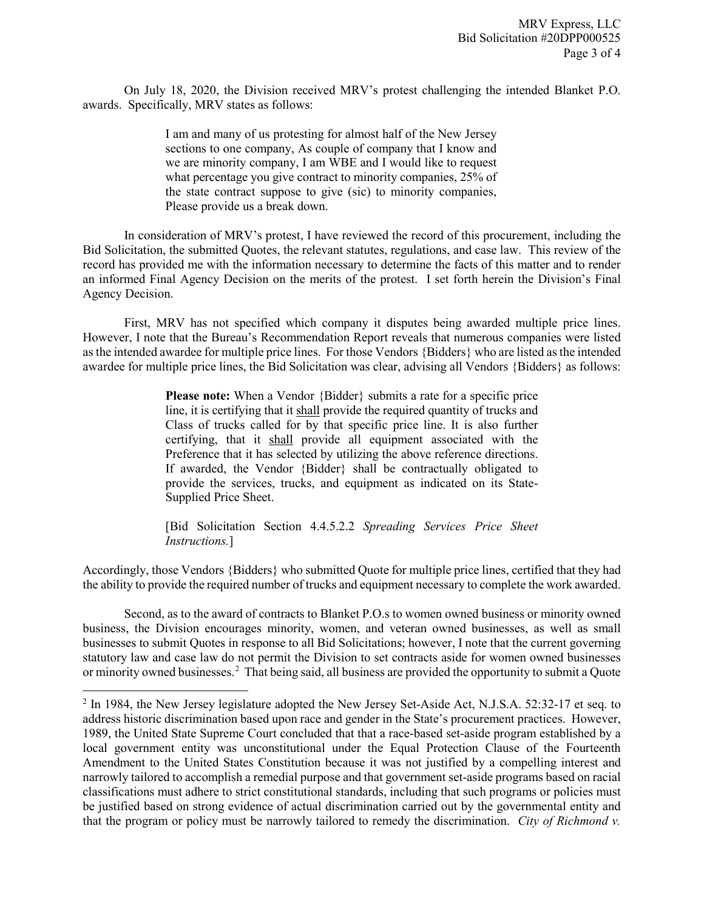On July 18, 2020, the Division received MRV's protest challenging the intended Blanket P.O. awards. Specifically, MRV states as follows:

> I am and many of us protesting for almost half of the New Jersey sections to one company, As couple of company that I know and we are minority company, I am WBE and I would like to request what percentage you give contract to minority companies, 25% of the state contract suppose to give (sic) to minority companies, Please provide us a break down.

In consideration of MRV's protest, I have reviewed the record of this procurement, including the Bid Solicitation, the submitted Quotes, the relevant statutes, regulations, and case law. This review of the record has provided me with the information necessary to determine the facts of this matter and to render an informed Final Agency Decision on the merits of the protest. I set forth herein the Division's Final Agency Decision.

First, MRV has not specified which company it disputes being awarded multiple price lines. However, I note that the Bureau's Recommendation Report reveals that numerous companies were listed as the intended awardee for multiple price lines. For those Vendors {Bidders} who are listed as the intended awardee for multiple price lines, the Bid Solicitation was clear, advising all Vendors {Bidders} as follows:

> **Please note:** When a Vendor {Bidder} submits a rate for a specific price line, it is certifying that it shall provide the required quantity of trucks and Class of trucks called for by that specific price line. It is also further certifying, that it shall provide all equipment associated with the Preference that it has selected by utilizing the above reference directions. If awarded, the Vendor {Bidder} shall be contractually obligated to provide the services, trucks, and equipment as indicated on its State-Supplied Price Sheet.
>
> [Bid Solicitation Section 4.4.5.2.2 *Spreading Services Price Sheet Instructions.*]

Accordingly, those Vendors {Bidders} who submitted Quote for multiple price lines, certified that they had the ability to provide the required number of trucks and equipment necessary to complete the work awarded.

Second, as to the award of contracts to Blanket P.O.s to women owned business or minority owned business, the Division encourages minority, women, and veteran owned businesses, as well as small businesses to submit Quotes in response to all Bid Solicitations; however, I note that the current governing statutory law and case law do not permit the Division to set contracts aside for women owned businesses or minority owned businesses.[2] That being said, all business are provided the opportunity to submit a Quote

---

[2] In 1984, the New Jersey legislature adopted the New Jersey Set-Aside Act, N.J.S.A. 52:32-17 et seq. to address historic discrimination based upon race and gender in the State's procurement practices. However, 1989, the United State Supreme Court concluded that that a race-based set-aside program established by a local government entity was unconstitutional under the Equal Protection Clause of the Fourteenth Amendment to the United States Constitution because it was not justified by a compelling interest and narrowly tailored to accomplish a remedial purpose and that government set-aside programs based on racial classifications must adhere to strict constitutional standards, including that such programs or policies must be justified based on strong evidence of actual discrimination carried out by the governmental entity and that the program or policy must be narrowly tailored to remedy the discrimination. *City of Richmond v.*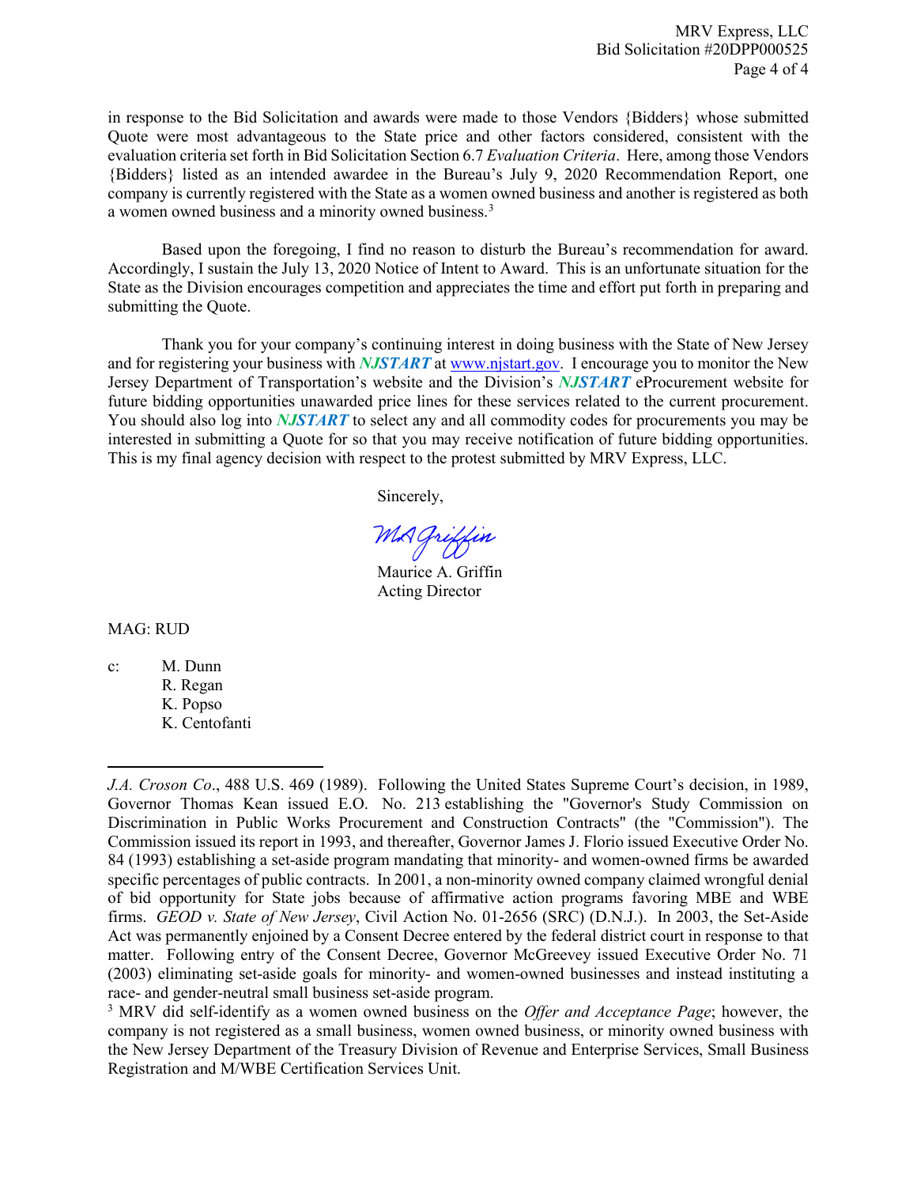in response to the Bid Solicitation and awards were made to those Vendors {Bidders} whose submitted Quote were most advantageous to the State price and other factors considered, consistent with the evaluation criteria set forth in Bid Solicitation Section 6.7 *Evaluation Criteria*. Here, among those Vendors {Bidders} listed as an intended awardee in the Bureau's July 9, 2020 Recommendation Report, one company is currently registered with the State as a women owned business and another is registered as both a women owned business and a minority owned business.[3]

Based upon the foregoing, I find no reason to disturb the Bureau's recommendation for award. Accordingly, I sustain the July 13, 2020 Notice of Intent to Award. This is an unfortunate situation for the State as the Division encourages competition and appreciates the time and effort put forth in preparing and submitting the Quote.

Thank you for your company's continuing interest in doing business with the State of New Jersey and for registering your business with ***NJSTART*** at www.njstart.gov. I encourage you to monitor the New Jersey Department of Transportation's website and the Division's ***NJSTART*** eProcurement website for future bidding opportunities unawarded price lines for these services related to the current procurement. You should also log into ***NJSTART*** to select any and all commodity codes for procurements you may be interested in submitting a Quote for so that you may receive notification of future bidding opportunities. This is my final agency decision with respect to the protest submitted by MRV Express, LLC.

Sincerely,

MA Griffin

Maurice A. Griffin
Acting Director

MAG: RUD

c: M. Dunn
R. Regan
K. Popso
K. Centofanti

---

*J.A. Croson Co*., 488 U.S. 469 (1989). Following the United States Supreme Court's decision, in 1989, Governor Thomas Kean issued E.O. No. 213 establishing the "Governor's Study Commission on Discrimination in Public Works Procurement and Construction Contracts" (the "Commission"). The Commission issued its report in 1993, and thereafter, Governor James J. Florio issued Executive Order No. 84 (1993) establishing a set-aside program mandating that minority- and women-owned firms be awarded specific percentages of public contracts. In 2001, a non-minority owned company claimed wrongful denial of bid opportunity for State jobs because of affirmative action programs favoring MBE and WBE firms. *GEOD v. State of New Jersey*, Civil Action No. 01-2656 (SRC) (D.N.J.). In 2003, the Set-Aside Act was permanently enjoined by a Consent Decree entered by the federal district court in response to that matter. Following entry of the Consent Decree, Governor McGreevey issued Executive Order No. 71 (2003) eliminating set-aside goals for minority- and women-owned businesses and instead instituting a race- and gender-neutral small business set-aside program.

[3] MRV did self-identify as a women owned business on the *Offer and Acceptance Page*; however, the company is not registered as a small business, women owned business, or minority owned business with the New Jersey Department of the Treasury Division of Revenue and Enterprise Services, Small Business Registration and M/WBE Certification Services Unit.